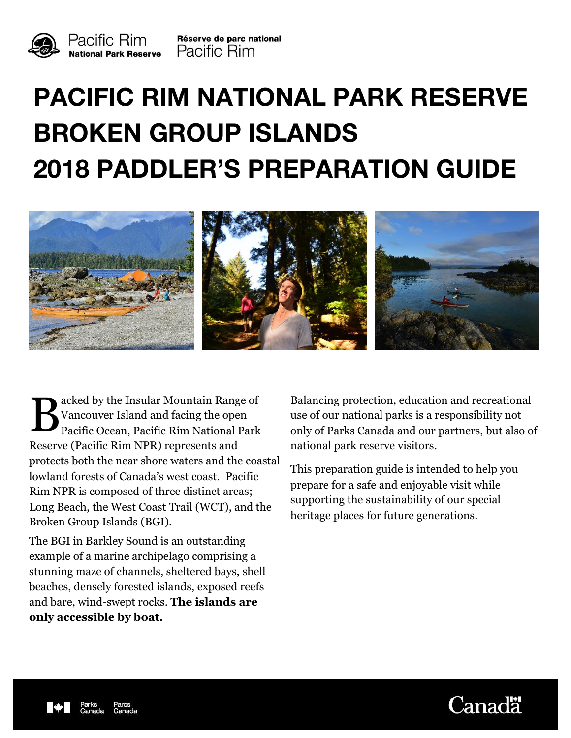Pacific Rim National Park Reserve

Réserve de parc national Pacific Rim

# PACIFIC RIM NATIONAL PARK RESERVE BROKEN GROUP ISLANDS 2018 PADDLER'S PREPARATION GUIDE

Backed by the Insular Mountain Range of Vancouver Island and facing the open Pacific Ocean, Pacific Rim National Park Reserve (Pacific Rim NPR) represents and protects both the near shore waters and the coastal lowland forests of Canada's west coast. Pacific Rim NPR is composed of three distinct areas; Long Beach, the West Coast Trail (WCT), and the Broken Group Islands (BGI).

The BGI in Barkley Sound is an outstanding example of a marine archipelago comprising a stunning maze of channels, sheltered bays, shell beaches, densely forested islands, exposed reefs and bare, wind-swept rocks. **The islands are only accessible by boat.**

Balancing protection, education and recreational use of our national parks is a responsibility not only of Parks Canada and our partners, but also of national park reserve visitors.

This preparation guide is intended to help you prepare for a safe and enjoyable visit while supporting the sustainability of our special heritage places for future generations.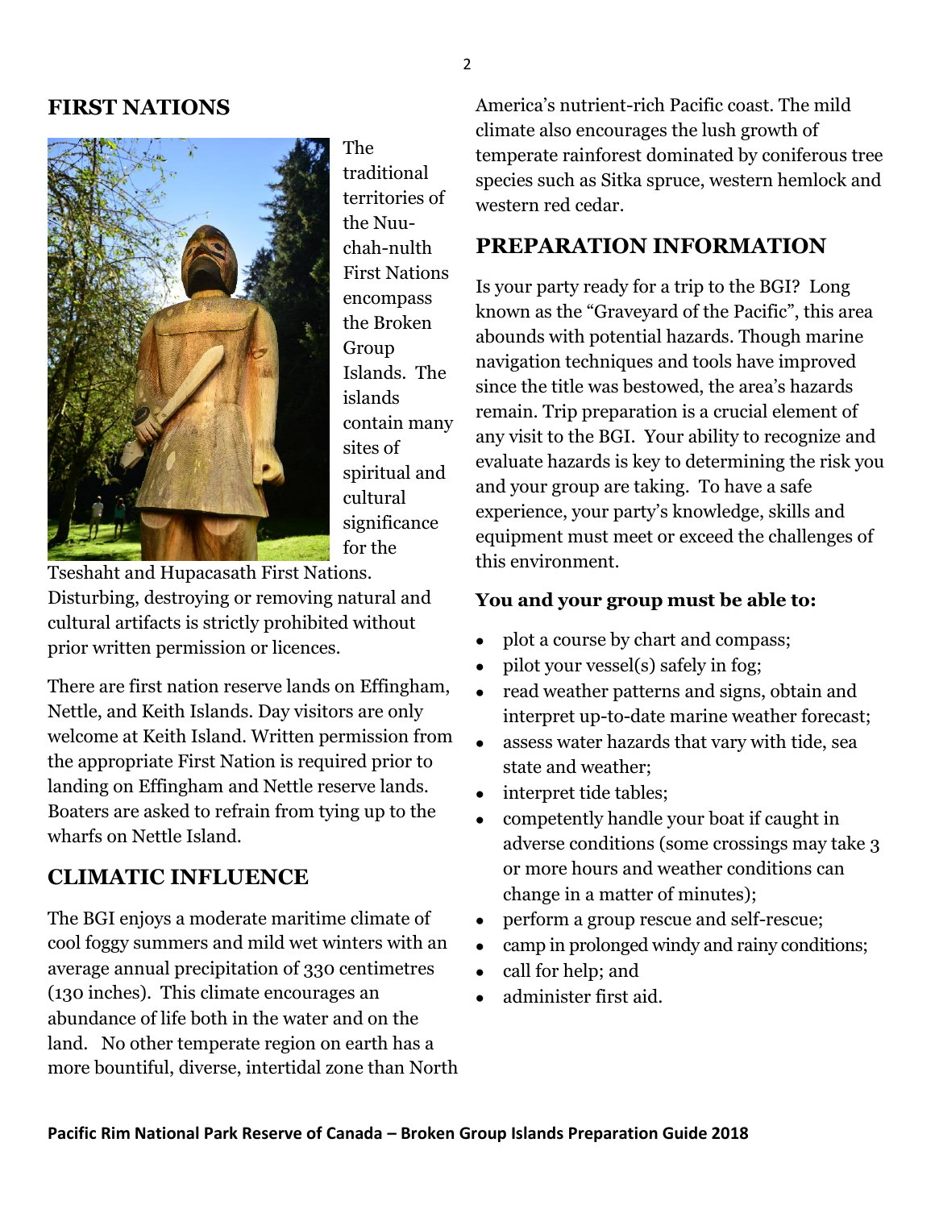## FIRST NATIONS

The traditional territories of the Nuu-chah-nulth First Nations encompass the Broken Group Islands. The islands contain many sites of spiritual and cultural significance for the Tseshaht and Hupacasath First Nations. Disturbing, destroying or removing natural and cultural artifacts is strictly prohibited without prior written permission or licences.

There are first nation reserve lands on Effingham, Nettle, and Keith Islands. Day visitors are only welcome at Keith Island. Written permission from the appropriate First Nation is required prior to landing on Effingham and Nettle reserve lands. Boaters are asked to refrain from tying up to the wharfs on Nettle Island.

## CLIMATIC INFLUENCE

The BGI enjoys a moderate maritime climate of cool foggy summers and mild wet winters with an average annual precipitation of 330 centimetres (130 inches). This climate encourages an abundance of life both in the water and on the land. No other temperate region on earth has a more bountiful, diverse, intertidal zone than North America's nutrient-rich Pacific coast. The mild climate also encourages the lush growth of temperate rainforest dominated by coniferous tree species such as Sitka spruce, western hemlock and western red cedar.

## PREPARATION INFORMATION

Is your party ready for a trip to the BGI? Long known as the "Graveyard of the Pacific", this area abounds with potential hazards. Though marine navigation techniques and tools have improved since the title was bestowed, the area's hazards remain. Trip preparation is a crucial element of any visit to the BGI. Your ability to recognize and evaluate hazards is key to determining the risk you and your group are taking. To have a safe experience, your party's knowledge, skills and equipment must meet or exceed the challenges of this environment.

**You and your group must be able to:**

- plot a course by chart and compass;
- pilot your vessel(s) safely in fog;
- read weather patterns and signs, obtain and interpret up-to-date marine weather forecast;
- assess water hazards that vary with tide, sea state and weather;
- interpret tide tables;
- competently handle your boat if caught in adverse conditions (some crossings may take 3 or more hours and weather conditions can change in a matter of minutes);
- perform a group rescue and self-rescue;
- camp in prolonged windy and rainy conditions;
- call for help; and
- administer first aid.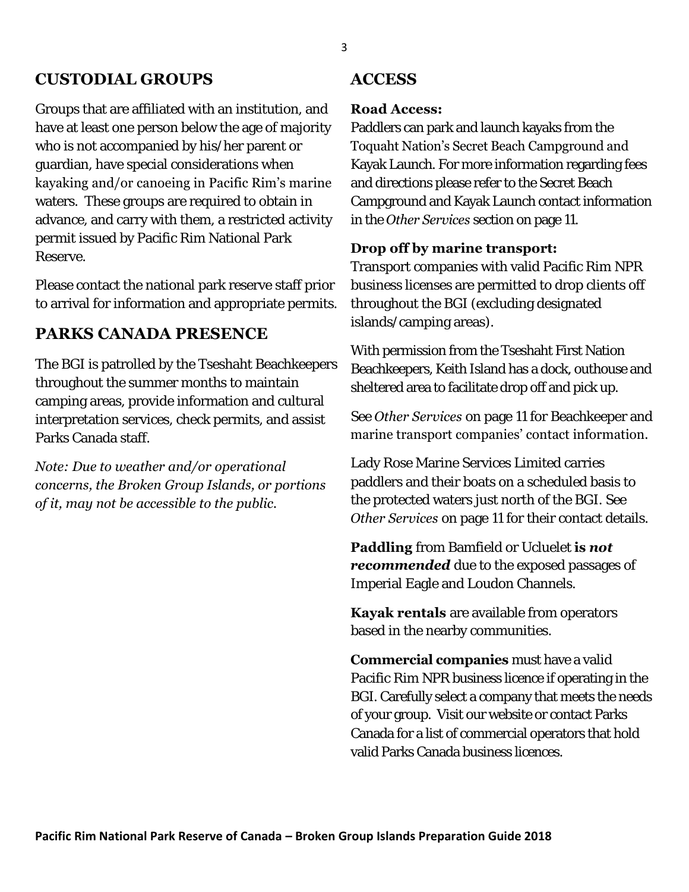## CUSTODIAL GROUPS

Groups that are affiliated with an institution, and have at least one person below the age of majority who is not accompanied by his/her parent or guardian, have special considerations when kayaking and/or canoeing in Pacific Rim's marine waters. These groups are required to obtain in advance, and carry with them, a restricted activity permit issued by Pacific Rim National Park Reserve.

Please contact the national park reserve staff prior to arrival for information and appropriate permits.

## PARKS CANADA PRESENCE

The BGI is patrolled by the Tseshaht Beachkeepers throughout the summer months to maintain camping areas, provide information and cultural interpretation services, check permits, and assist Parks Canada staff.

*Note: Due to weather and/or operational concerns, the Broken Group Islands, or portions of it, may not be accessible to the public.*

## ACCESS

**Road Access:**
Paddlers can park and launch kayaks from the Toquaht Nation's Secret Beach Campground and Kayak Launch. For more information regarding fees and directions please refer to the Secret Beach Campground and Kayak Launch contact information in the *Other Services* section on page 11.

**Drop off by marine transport:**
Transport companies with valid Pacific Rim NPR business licenses are permitted to drop clients off throughout the BGI (excluding designated islands/camping areas).

With permission from the Tseshaht First Nation Beachkeepers, Keith Island has a dock, outhouse and sheltered area to facilitate drop off and pick up.

See *Other Services* on page 11 for Beachkeeper and marine transport companies' contact information.

Lady Rose Marine Services Limited carries paddlers and their boats on a scheduled basis to the protected waters just north of the BGI. See *Other Services* on page 11 for their contact details.

**Paddling** from Bamfield or Ucluelet **is *not recommended*** due to the exposed passages of Imperial Eagle and Loudon Channels.

**Kayak rentals** are available from operators based in the nearby communities.

**Commercial companies** must have a valid Pacific Rim NPR business licence if operating in the BGI. Carefully select a company that meets the needs of your group. Visit our website or contact Parks Canada for a list of commercial operators that hold valid Parks Canada business licences.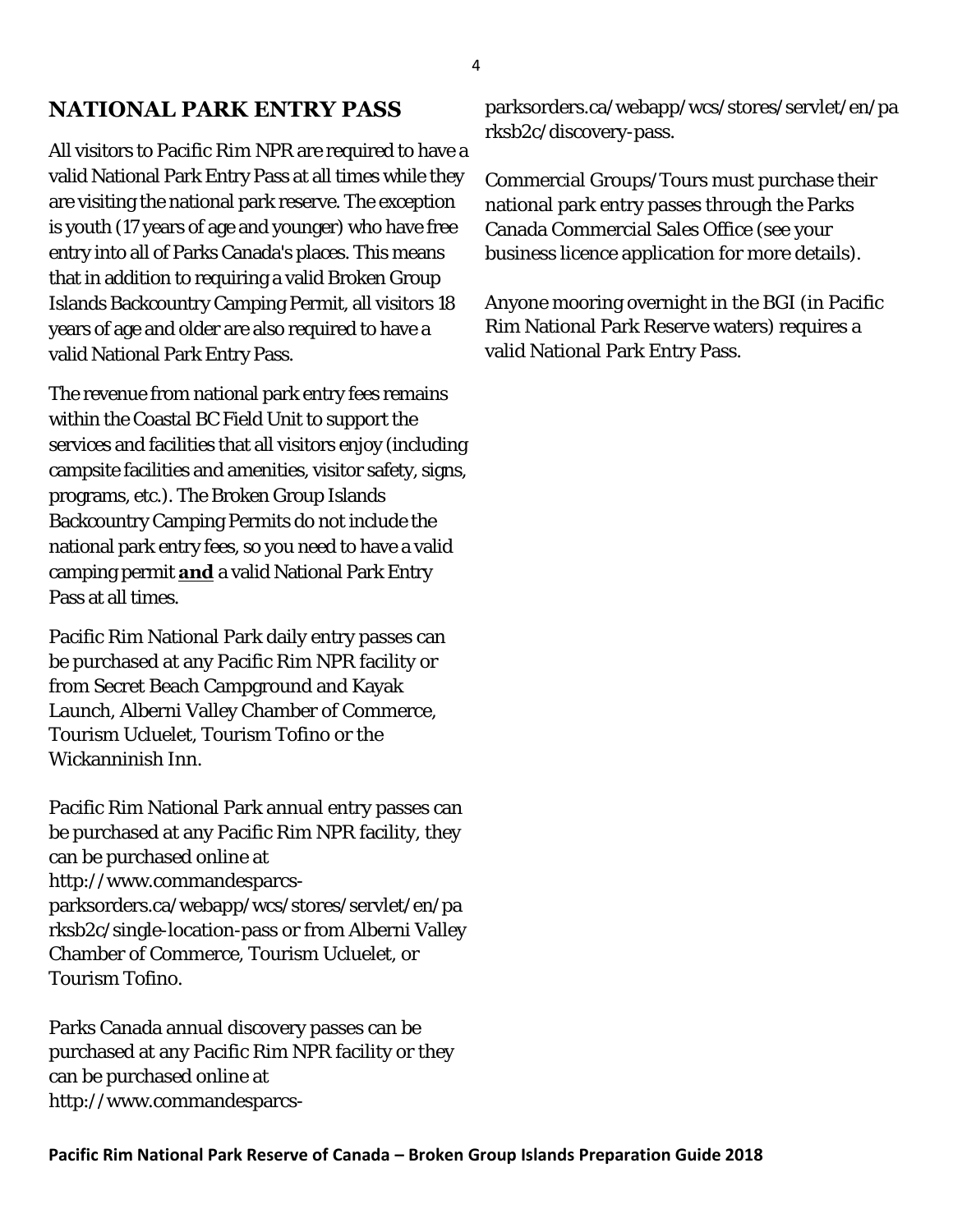## NATIONAL PARK ENTRY PASS

All visitors to Pacific Rim NPR are required to have a valid National Park Entry Pass at all times while they are visiting the national park reserve. The exception is youth (17 years of age and younger) who have free entry into all of Parks Canada's places. This means that in addition to requiring a valid Broken Group Islands Backcountry Camping Permit, all visitors 18 years of age and older are also required to have a valid National Park Entry Pass.

The revenue from national park entry fees remains within the Coastal BC Field Unit to support the services and facilities that all visitors enjoy (including campsite facilities and amenities, visitor safety, signs, programs, etc.). The Broken Group Islands Backcountry Camping Permits do not include the national park entry fees, so you need to have a valid camping permit **and** a valid National Park Entry Pass at all times.

Pacific Rim National Park daily entry passes can be purchased at any Pacific Rim NPR facility or from Secret Beach Campground and Kayak Launch, Alberni Valley Chamber of Commerce, Tourism Ucluelet, Tourism Tofino or the Wickanninish Inn.

Pacific Rim National Park annual entry passes can be purchased at any Pacific Rim NPR facility, they can be purchased online at http://www.commandesparcs-parksorders.ca/webapp/wcs/stores/servlet/en/parksb2c/single-location-pass or from Alberni Valley Chamber of Commerce, Tourism Ucluelet, or Tourism Tofino.

Parks Canada annual discovery passes can be purchased at any Pacific Rim NPR facility or they can be purchased online at http://www.commandesparcs-parksorders.ca/webapp/wcs/stores/servlet/en/parksb2c/discovery-pass.

Commercial Groups/Tours must purchase their national park entry passes through the Parks Canada Commercial Sales Office (see your business licence application for more details).

Anyone mooring overnight in the BGI (in Pacific Rim National Park Reserve waters) requires a valid National Park Entry Pass.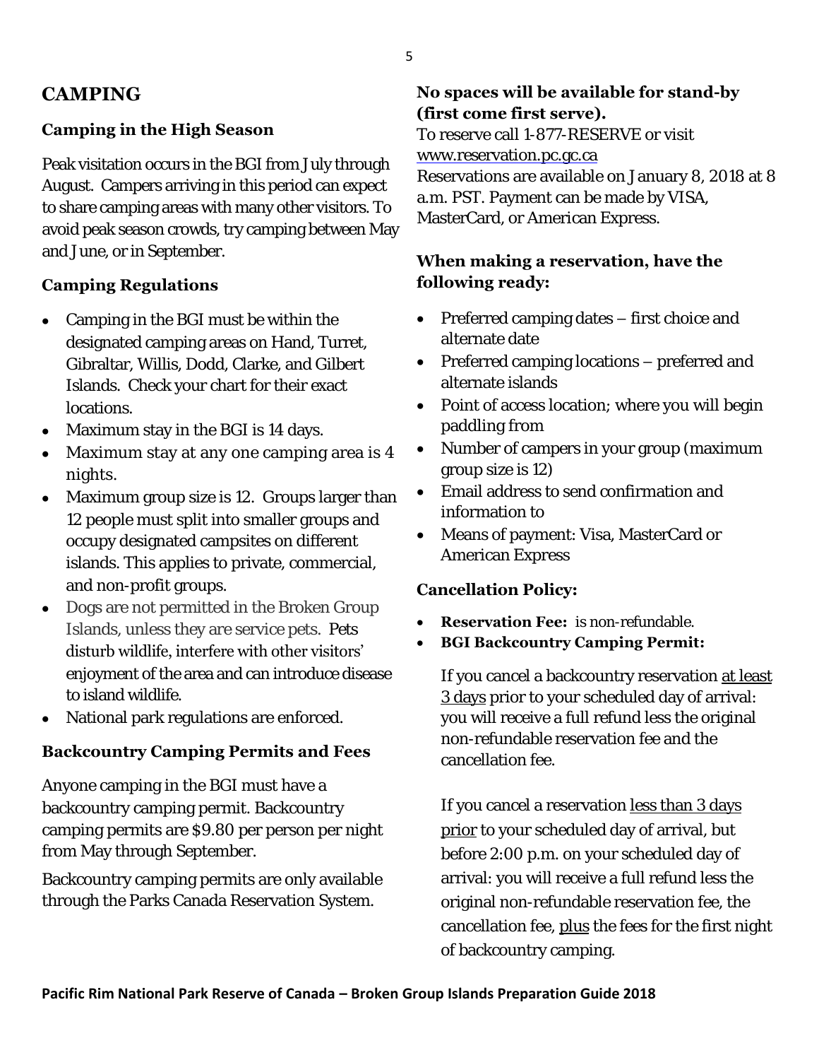# CAMPING

## Camping in the High Season

Peak visitation occurs in the BGI from July through August. Campers arriving in this period can expect to share camping areas with many other visitors. To avoid peak season crowds, try camping between May and June, or in September.

## Camping Regulations

- Camping in the BGI must be within the designated camping areas on Hand, Turret, Gibraltar, Willis, Dodd, Clarke, and Gilbert Islands. Check your chart for their exact locations.
- Maximum stay in the BGI is 14 days.
- Maximum stay at any one camping area is 4 nights.
- Maximum group size is 12. Groups larger than 12 people must split into smaller groups and occupy designated campsites on different islands. This applies to private, commercial, and non-profit groups.
- Dogs are not permitted in the Broken Group Islands, unless they are service pets. Pets disturb wildlife, interfere with other visitors' enjoyment of the area and can introduce disease to island wildlife.
- National park regulations are enforced.

## Backcountry Camping Permits and Fees

Anyone camping in the BGI must have a backcountry camping permit. Backcountry camping permits are $9.80 per person per night from May through September.

Backcountry camping permits are only available through the Parks Canada Reservation System.

**No spaces will be available for stand-by (first come first serve).**

To reserve call 1-877-RESERVE or visit www.reservation.pc.gc.ca
Reservations are available on January 8, 2018 at 8 a.m. PST. Payment can be made by VISA, MasterCard, or American Express.

## When making a reservation, have the following ready:

- Preferred camping dates – first choice and alternate date
- Preferred camping locations – preferred and alternate islands
- Point of access location; where you will begin paddling from
- Number of campers in your group (maximum group size is 12)
- Email address to send confirmation and information to
- Means of payment: Visa, MasterCard or American Express

## Cancellation Policy:

- **Reservation Fee:** is non-refundable.
- **BGI Backcountry Camping Permit:**

  If you cancel a backcountry reservation at least 3 days prior to your scheduled day of arrival: you will receive a full refund less the original non-refundable reservation fee and the cancellation fee.

  If you cancel a reservation less than 3 days prior to your scheduled day of arrival, but before 2:00 p.m. on your scheduled day of arrival: you will receive a full refund less the original non-refundable reservation fee, the cancellation fee, plus the fees for the first night of backcountry camping.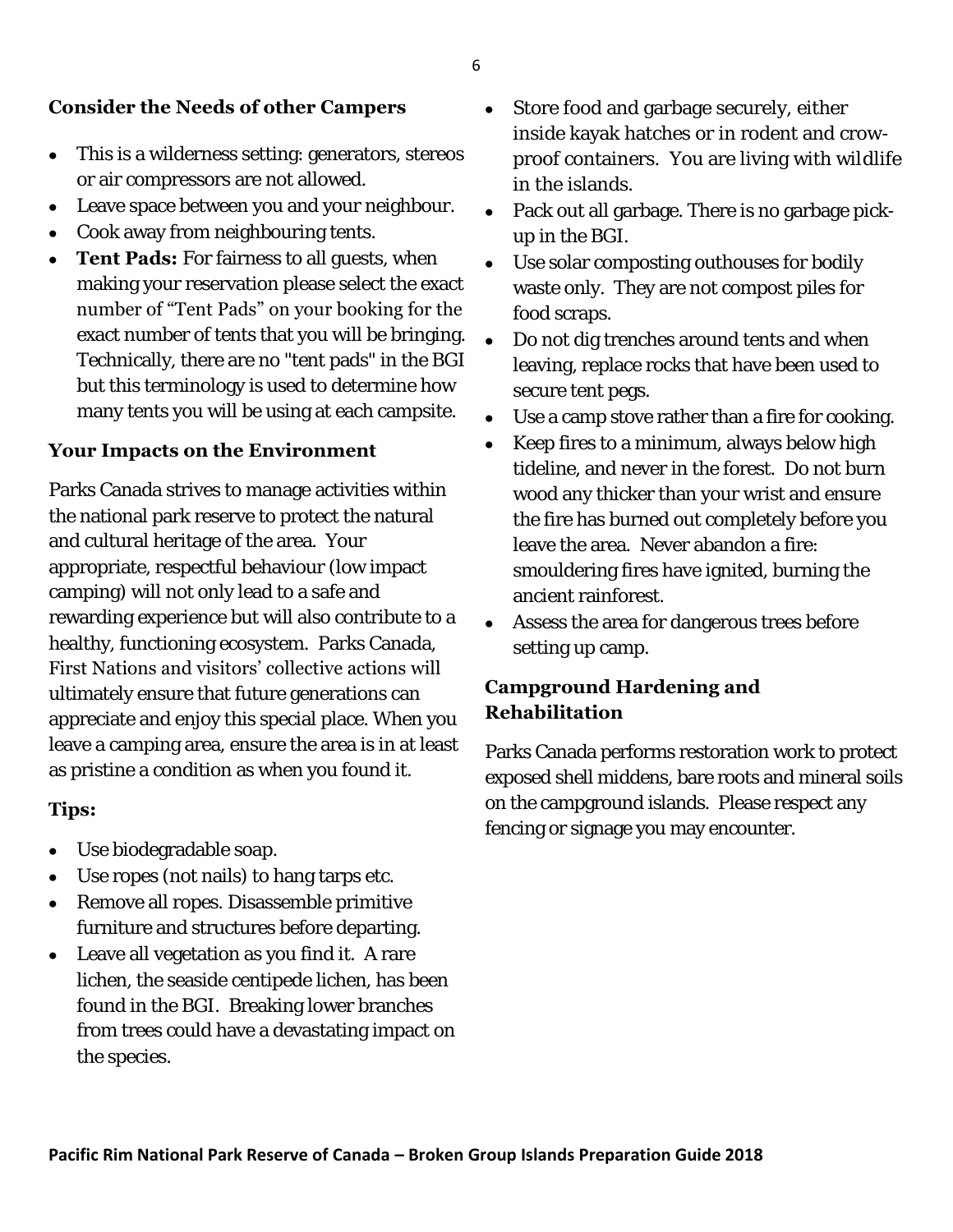### Consider the Needs of other Campers

- This is a wilderness setting: generators, stereos or air compressors are not allowed.
- Leave space between you and your neighbour.
- Cook away from neighbouring tents.
- **Tent Pads:** For fairness to all guests, when making your reservation please select the exact number of "Tent Pads" on your booking for the exact number of tents that you will be bringing. Technically, there are no "tent pads" in the BGI but this terminology is used to determine how many tents you will be using at each campsite.

### Your Impacts on the Environment

Parks Canada strives to manage activities within the national park reserve to protect the natural and cultural heritage of the area. Your appropriate, respectful behaviour (low impact camping) will not only lead to a safe and rewarding experience but will also contribute to a healthy, functioning ecosystem. Parks Canada, First Nations and visitors' collective actions will ultimately ensure that future generations can appreciate and enjoy this special place. When you leave a camping area, ensure the area is in at least as pristine a condition as when you found it.

### Tips:

- Use biodegradable soap.
- Use ropes (not nails) to hang tarps etc.
- Remove all ropes. Disassemble primitive furniture and structures before departing.
- Leave all vegetation as you find it. A rare lichen, the seaside centipede lichen, has been found in the BGI. Breaking lower branches from trees could have a devastating impact on the species.
- Store food and garbage securely, either inside kayak hatches or in rodent and crow-proof containers. You are living with wildlife in the islands.
- Pack out all garbage. There is no garbage pick-up in the BGI.
- Use solar composting outhouses for bodily waste only. They are not compost piles for food scraps.
- Do not dig trenches around tents and when leaving, replace rocks that have been used to secure tent pegs.
- Use a camp stove rather than a fire for cooking.
- Keep fires to a minimum, always below high tideline, and never in the forest. Do not burn wood any thicker than your wrist and ensure the fire has burned out completely before you leave the area. Never abandon a fire: smouldering fires have ignited, burning the ancient rainforest.
- Assess the area for dangerous trees before setting up camp.

### Campground Hardening and Rehabilitation

Parks Canada performs restoration work to protect exposed shell middens, bare roots and mineral soils on the campground islands. Please respect any fencing or signage you may encounter.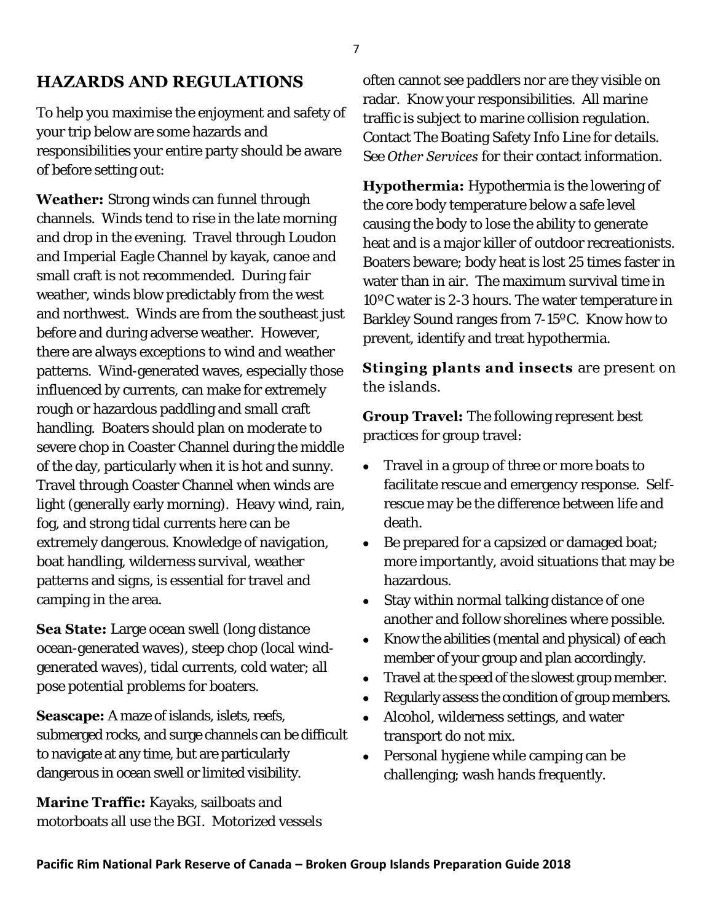## HAZARDS AND REGULATIONS

To help you maximise the enjoyment and safety of your trip below are some hazards and responsibilities your entire party should be aware of before setting out:

**Weather:** Strong winds can funnel through channels. Winds tend to rise in the late morning and drop in the evening. Travel through Loudon and Imperial Eagle Channel by kayak, canoe and small craft is not recommended. During fair weather, winds blow predictably from the west and northwest. Winds are from the southeast just before and during adverse weather. However, there are always exceptions to wind and weather patterns. Wind-generated waves, especially those influenced by currents, can make for extremely rough or hazardous paddling and small craft handling. Boaters should plan on moderate to severe chop in Coaster Channel during the middle of the day, particularly when it is hot and sunny. Travel through Coaster Channel when winds are light (generally early morning). Heavy wind, rain, fog, and strong tidal currents here can be extremely dangerous. Knowledge of navigation, boat handling, wilderness survival, weather patterns and signs, is essential for travel and camping in the area.

**Sea State:** Large ocean swell (long distance ocean-generated waves), steep chop (local wind-generated waves), tidal currents, cold water; all pose potential problems for boaters.

**Seascape:** A maze of islands, islets, reefs, submerged rocks, and surge channels can be difficult to navigate at any time, but are particularly dangerous in ocean swell or limited visibility.

**Marine Traffic:** Kayaks, sailboats and motorboats all use the BGI. Motorized vessels often cannot see paddlers nor are they visible on radar. Know your responsibilities. All marine traffic is subject to marine collision regulation. Contact The Boating Safety Info Line for details. See *Other Services* for their contact information.

**Hypothermia:** Hypothermia is the lowering of the core body temperature below a safe level causing the body to lose the ability to generate heat and is a major killer of outdoor recreationists. Boaters beware; body heat is lost 25 times faster in water than in air. The maximum survival time in 10ºC water is 2-3 hours. The water temperature in Barkley Sound ranges from 7-15ºC. Know how to prevent, identify and treat hypothermia.

**Stinging plants and insects** are present on the islands.

**Group Travel:** The following represent best practices for group travel:

- Travel in a group of three or more boats to facilitate rescue and emergency response. Self-rescue may be the difference between life and death.
- Be prepared for a capsized or damaged boat; more importantly, avoid situations that may be hazardous.
- Stay within normal talking distance of one another and follow shorelines where possible.
- Know the abilities (mental and physical) of each member of your group and plan accordingly.
- Travel at the speed of the slowest group member.
- Regularly assess the condition of group members.
- Alcohol, wilderness settings, and water transport do not mix.
- Personal hygiene while camping can be challenging; wash hands frequently.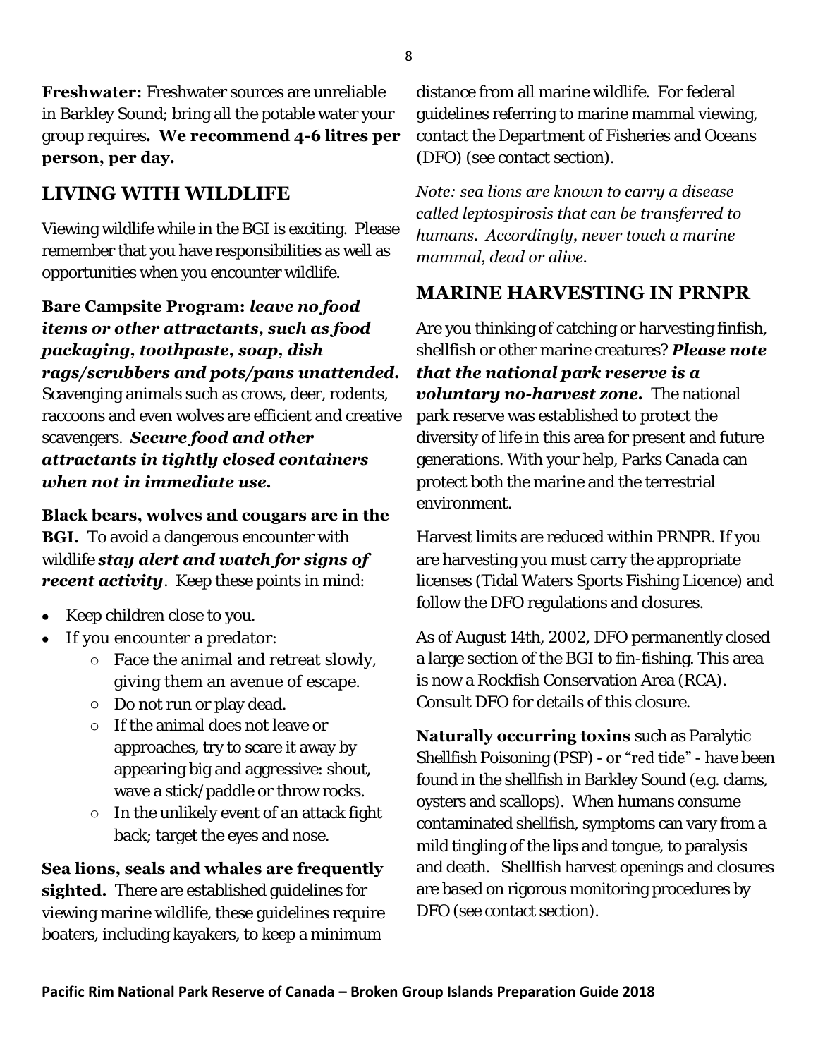**Freshwater:** Freshwater sources are unreliable in Barkley Sound; bring all the potable water your group requires**. We recommend 4-6 litres per person, per day.**

## LIVING WITH WILDLIFE

Viewing wildlife while in the BGI is exciting. Please remember that you have responsibilities as well as opportunities when you encounter wildlife.

**Bare Campsite Program:** ***leave no food items or other attractants, such as food packaging, toothpaste, soap, dish rags/scrubbers and pots/pans unattended.*** Scavenging animals such as crows, deer, rodents, raccoons and even wolves are efficient and creative scavengers. ***Secure food and other attractants in tightly closed containers when not in immediate use.***

**Black bears, wolves and cougars are in the BGI.** To avoid a dangerous encounter with wildlife ***stay alert and watch for signs of recent activity***. Keep these points in mind:

- Keep children close to you.
- If you encounter a predator:
  - Face the animal and retreat slowly, giving them an avenue of escape.
  - Do not run or play dead.
  - If the animal does not leave or approaches, try to scare it away by appearing big and aggressive: shout, wave a stick/paddle or throw rocks.
  - In the unlikely event of an attack fight back; target the eyes and nose.

**Sea lions, seals and whales are frequently sighted.** There are established guidelines for viewing marine wildlife, these guidelines require boaters, including kayakers, to keep a minimum distance from all marine wildlife. For federal guidelines referring to marine mammal viewing, contact the Department of Fisheries and Oceans (DFO) (see contact section).

*Note: sea lions are known to carry a disease called leptospirosis that can be transferred to humans. Accordingly, never touch a marine mammal, dead or alive.*

## MARINE HARVESTING IN PRNPR

Are you thinking of catching or harvesting finfish, shellfish or other marine creatures? ***Please note that the national park reserve is a voluntary no-harvest zone.*** The national park reserve was established to protect the diversity of life in this area for present and future generations. With your help, Parks Canada can protect both the marine and the terrestrial environment.

Harvest limits are reduced within PRNPR. If you are harvesting you must carry the appropriate licenses (Tidal Waters Sports Fishing Licence) and follow the DFO regulations and closures.

As of August 14th, 2002, DFO permanently closed a large section of the BGI to fin-fishing. This area is now a Rockfish Conservation Area (RCA). Consult DFO for details of this closure.

**Naturally occurring toxins** such as Paralytic Shellfish Poisoning (PSP) - or "red tide" - have been found in the shellfish in Barkley Sound (e.g. clams, oysters and scallops). When humans consume contaminated shellfish, symptoms can vary from a mild tingling of the lips and tongue, to paralysis and death. Shellfish harvest openings and closures are based on rigorous monitoring procedures by DFO (see contact section).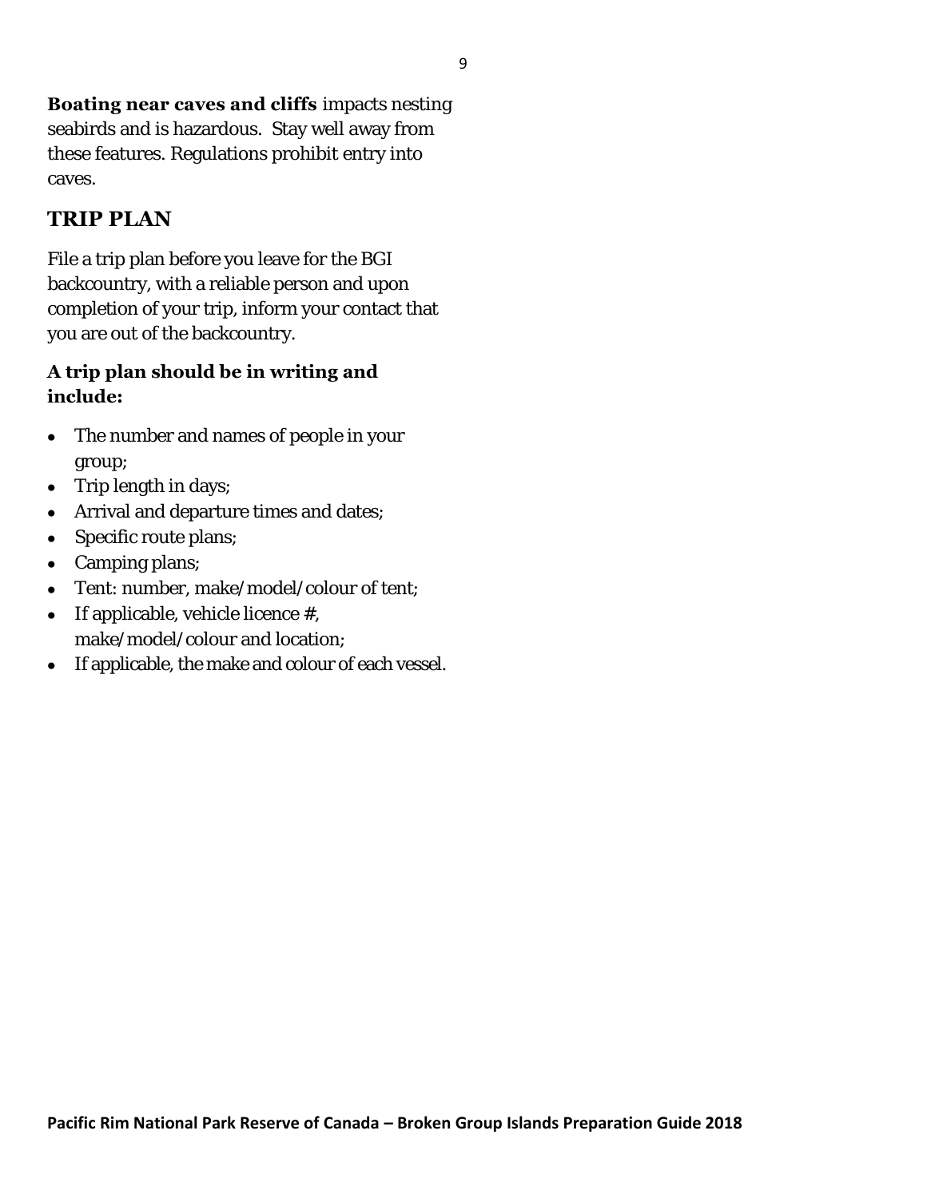**Boating near caves and cliffs** impacts nesting seabirds and is hazardous. Stay well away from these features. Regulations prohibit entry into caves.

## TRIP PLAN

File a trip plan before you leave for the BGI backcountry, with a reliable person and upon completion of your trip, inform your contact that you are out of the backcountry.

### A trip plan should be in writing and include:

- The number and names of people in your group;
- Trip length in days;
- Arrival and departure times and dates;
- Specific route plans;
- Camping plans;
- Tent: number, make/model/colour of tent;
- If applicable, vehicle licence #, make/model/colour and location;
- If applicable, the make and colour of each vessel.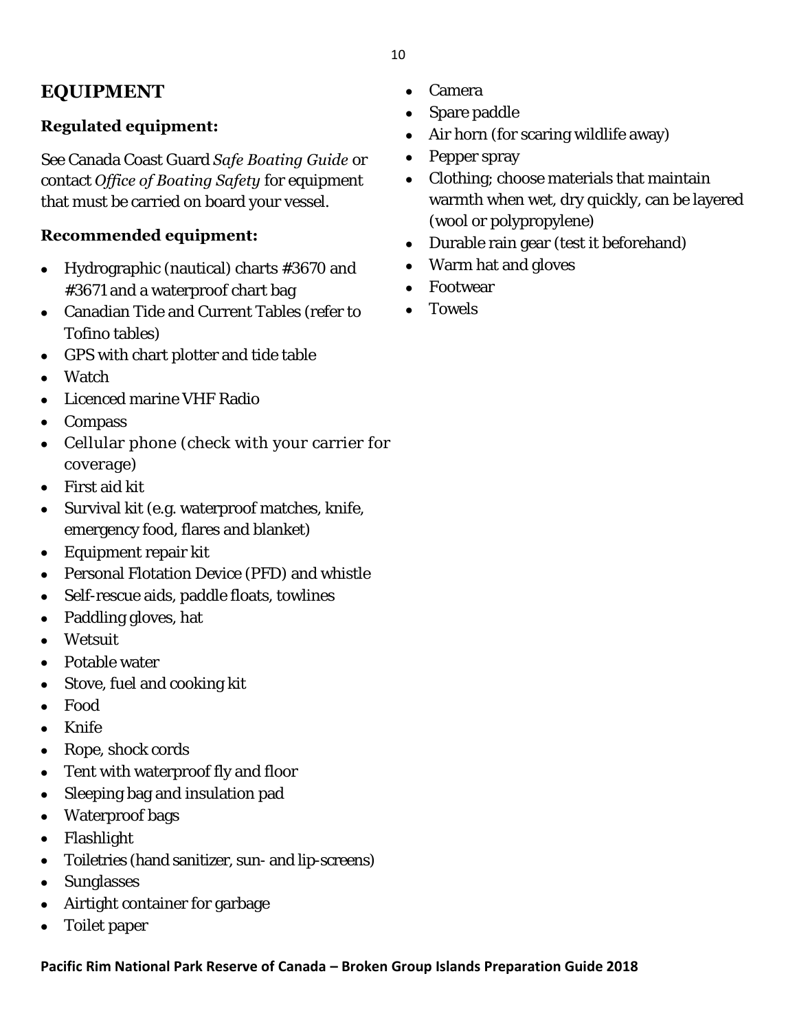## EQUIPMENT

### Regulated equipment:

See Canada Coast Guard *Safe Boating Guide* or contact *Office of Boating Safety* for equipment that must be carried on board your vessel.

### Recommended equipment:

- Hydrographic (nautical) charts #3670 and #3671 and a waterproof chart bag
- Canadian Tide and Current Tables (refer to Tofino tables)
- GPS with chart plotter and tide table
- Watch
- Licenced marine VHF Radio
- Compass
- Cellular phone (check with your carrier for coverage)
- First aid kit
- Survival kit (e.g. waterproof matches, knife, emergency food, flares and blanket)
- Equipment repair kit
- Personal Flotation Device (PFD) and whistle
- Self-rescue aids, paddle floats, towlines
- Paddling gloves, hat
- Wetsuit
- Potable water
- Stove, fuel and cooking kit
- Food
- Knife
- Rope, shock cords
- Tent with waterproof fly and floor
- Sleeping bag and insulation pad
- Waterproof bags
- Flashlight
- Toiletries (hand sanitizer, sun- and lip-screens)
- Sunglasses
- Airtight container for garbage
- Toilet paper
- Camera
- Spare paddle
- Air horn (for scaring wildlife away)
- Pepper spray
- Clothing; choose materials that maintain warmth when wet, dry quickly, can be layered (wool or polypropylene)
- Durable rain gear (test it beforehand)
- Warm hat and gloves
- Footwear
- Towels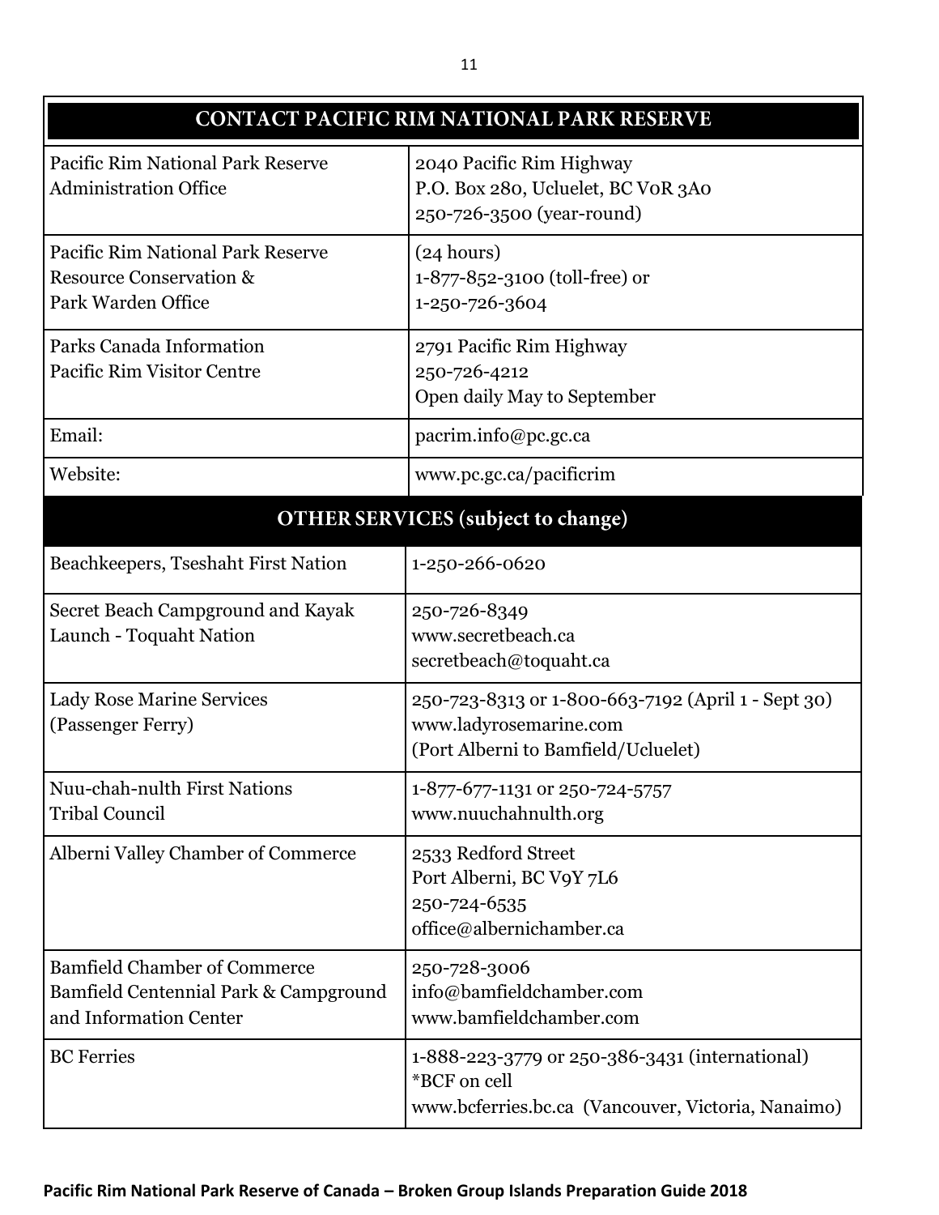| CONTACT PACIFIC RIM NATIONAL PARK RESERVE | |
|---|---|
| Pacific Rim National Park Reserve Administration Office | 2040 Pacific Rim Highway<br>P.O. Box 280, Ucluelet, BC V0R 3A0<br>250-726-3500 (year-round) |
| Pacific Rim National Park Reserve Resource Conservation & Park Warden Office | (24 hours)<br>1-877-852-3100 (toll-free) or<br>1-250-726-3604 |
| Parks Canada Information Pacific Rim Visitor Centre | 2791 Pacific Rim Highway<br>250-726-4212<br>Open daily May to September |
| Email: | pacrim.info@pc.gc.ca |
| Website: | www.pc.gc.ca/pacificrim |

| OTHER SERVICES (subject to change) | |
|---|---|
| Beachkeepers, Tseshaht First Nation | 1-250-266-0620 |
| Secret Beach Campground and Kayak Launch - Toquaht Nation | 250-726-8349<br>www.secretbeach.ca<br>secretbeach@toquaht.ca |
| Lady Rose Marine Services (Passenger Ferry) | 250-723-8313 or 1-800-663-7192 (April 1 - Sept 30)<br>www.ladyrosemarine.com<br>(Port Alberni to Bamfield/Ucluelet) |
| Nuu-chah-nulth First Nations Tribal Council | 1-877-677-1131 or 250-724-5757<br>www.nuuchahnulth.org |
| Alberni Valley Chamber of Commerce | 2533 Redford Street<br>Port Alberni, BC V9Y 7L6<br>250-724-6535<br>office@albernichamber.ca |
| Bamfield Chamber of Commerce Bamfield Centennial Park & Campground and Information Center | 250-728-3006<br>info@bamfieldchamber.com<br>www.bamfieldchamber.com |
| BC Ferries | 1-888-223-3779 or 250-386-3431 (international)<br>*BCF on cell<br>www.bcferries.bc.ca (Vancouver, Victoria, Nanaimo) |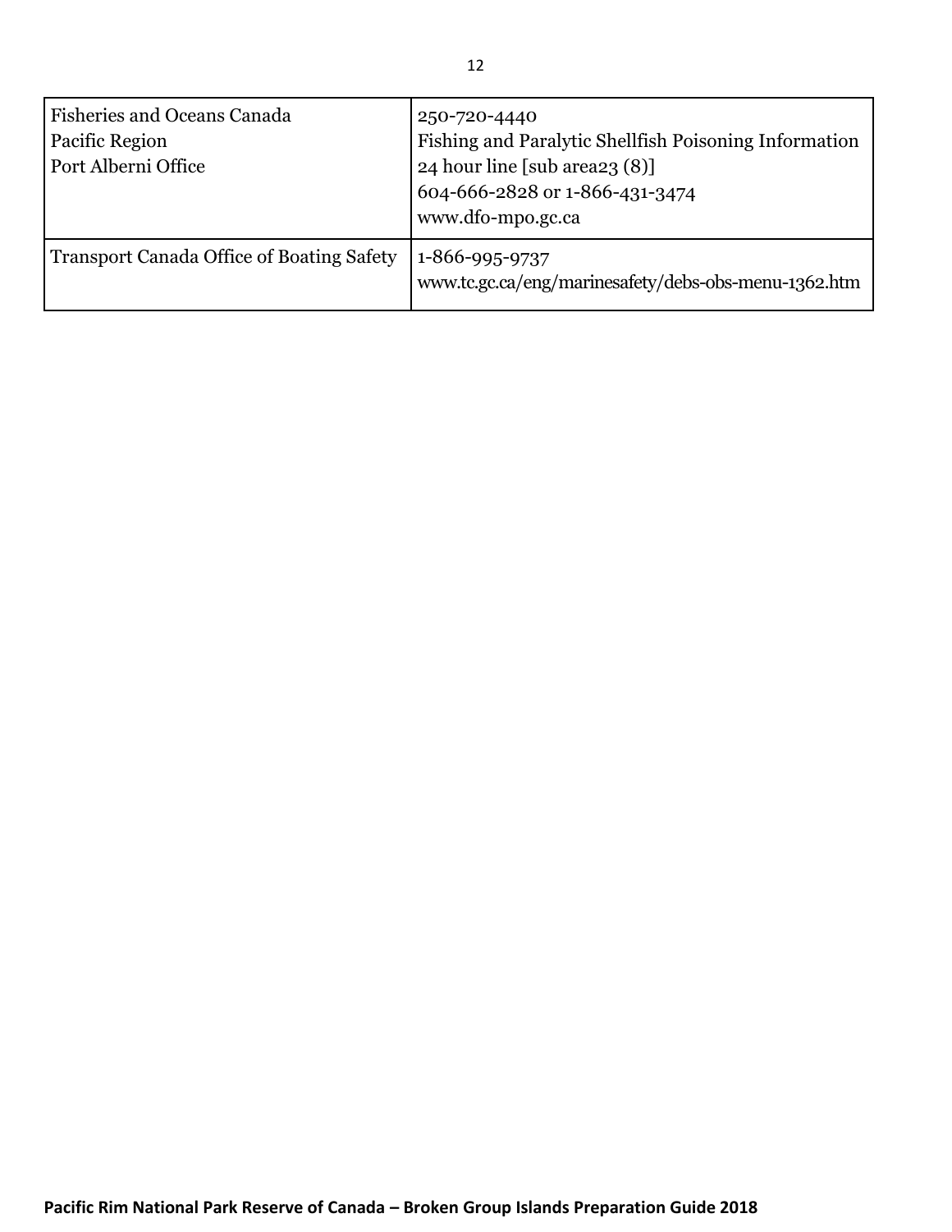| | |
|---|---|
| Fisheries and Oceans Canada<br>Pacific Region<br>Port Alberni Office | 250-720-4440<br>Fishing and Paralytic Shellfish Poisoning Information 24 hour line [sub area23 (8)]<br>604-666-2828 or 1-866-431-3474<br>www.dfo-mpo.gc.ca |
| Transport Canada Office of Boating Safety | 1-866-995-9737<br>www.tc.gc.ca/eng/marinesafety/debs-obs-menu-1362.htm |